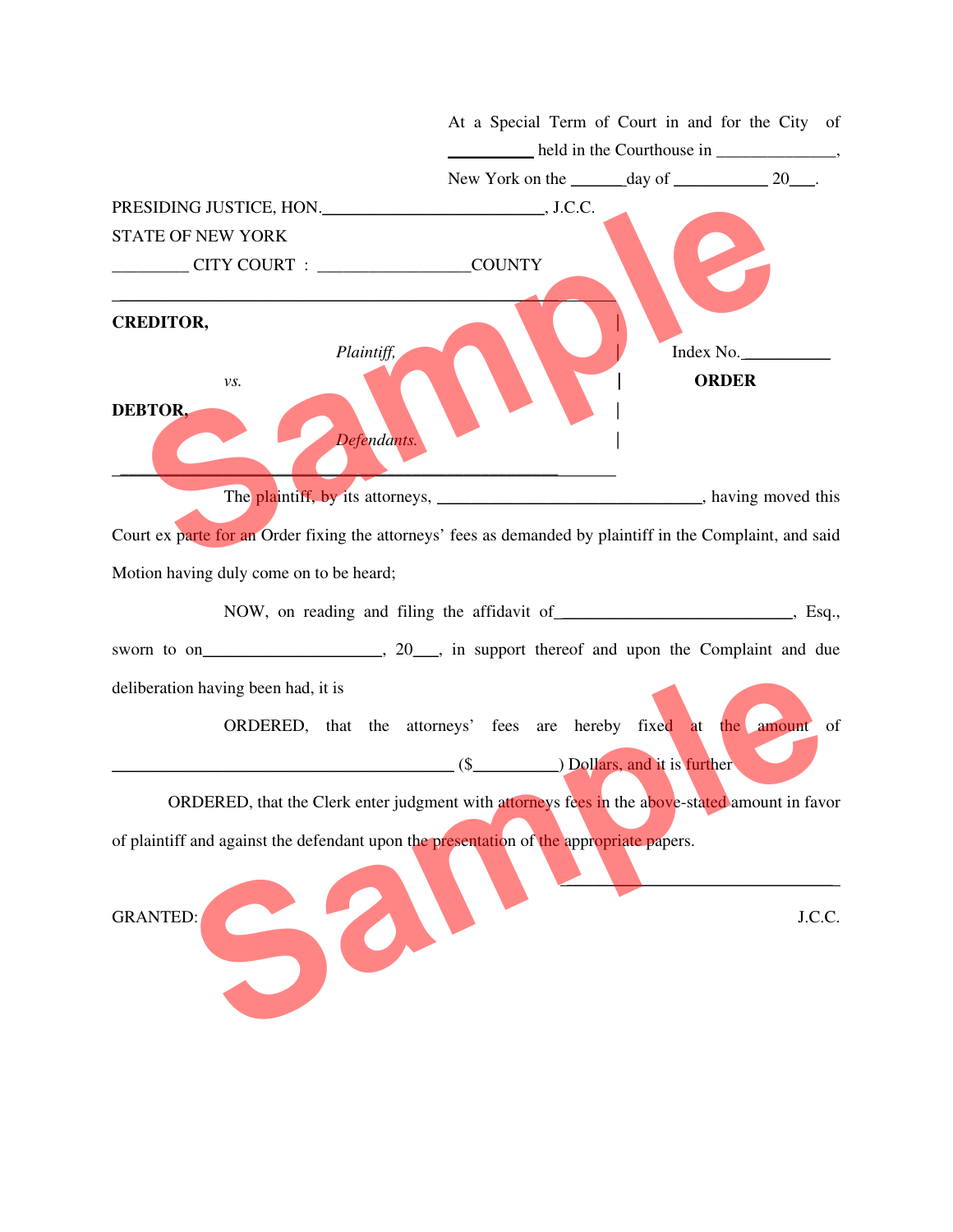At a Special Term of Court in and for the City of __________ held in the Courthouse in ______________, New York on the ______day of ___________ 20___.

PRESIDING JUSTICE, HON.__________________________, J.C.C.

STATE OF NEW YORK

_________ CITY COURT : _________________COUNTY

---

**CREDITOR,**

*Plaintiff,*

*vs.*

**DEBTOR,**

*Defendants.*

Index No.__________

**ORDER**

---

The plaintiff, by its attorneys, _______________________________, having moved this Court ex parte for an Order fixing the attorneys' fees as demanded by plaintiff in the Complaint, and said Motion having duly come on to be heard;

NOW, on reading and filing the affidavit of___________________________, Esq., sworn to on_____________________, 20___, in support thereof and upon the Complaint and due deliberation having been had, it is

ORDERED, that the attorneys' fees are hereby fixed at the amount of __________________________________________ ($__________) Dollars, and it is further

ORDERED, that the Clerk enter judgment with attorneys fees in the above-stated amount in favor of plaintiff and against the defendant upon the presentation of the appropriate papers.

GRANTED:

_________________________________
J.C.C.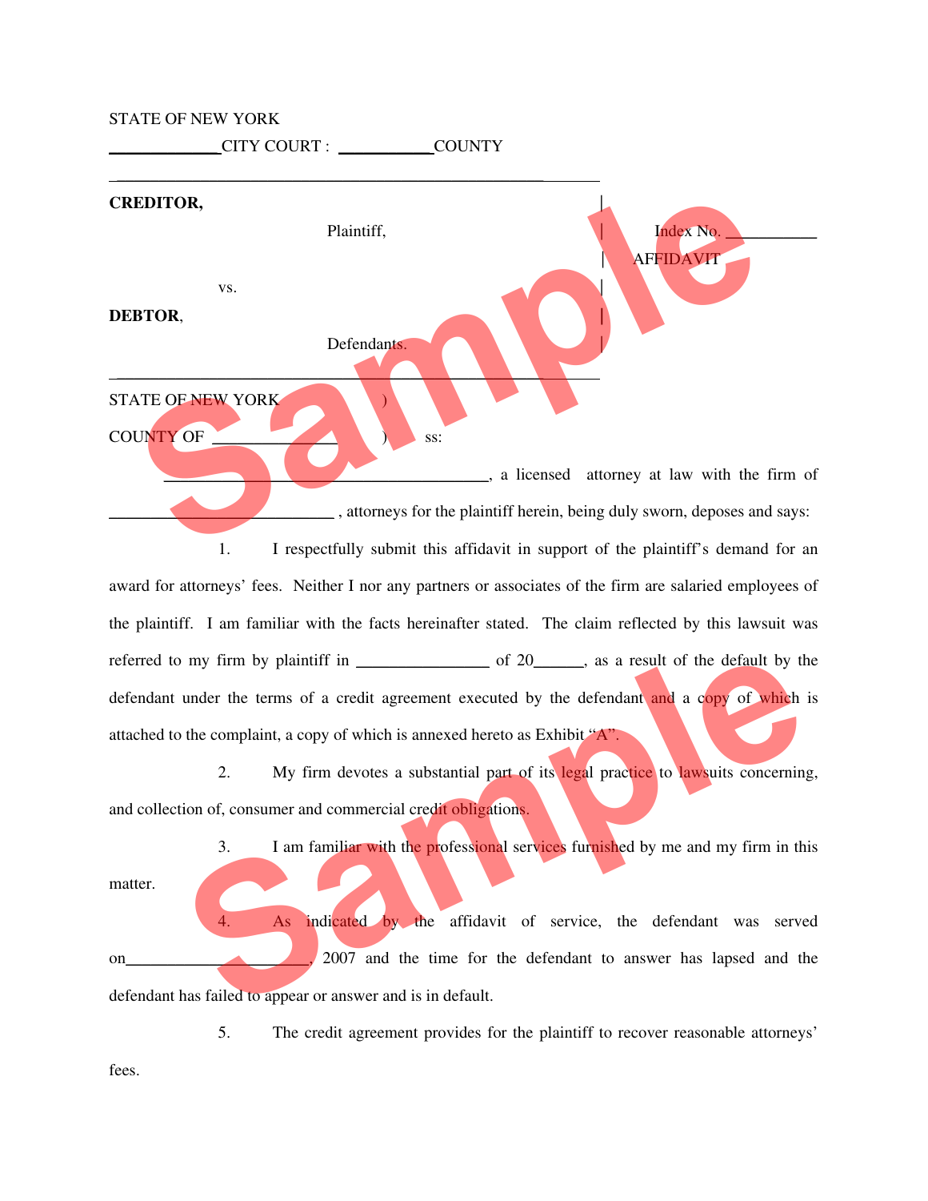STATE OF NEW YORK

\_\_\_\_\_\_\_\_\_\_\_\_\_CITY COURT : \_\_\_\_\_\_\_\_\_\_\_COUNTY

---

**CREDITOR,**

Plaintiff,

vs.

**DEBTOR,**

Defendants.

Index No. \_\_\_\_\_\_\_\_\_\_\_

AFFIDAVIT

---

STATE OF NEW YORK )

COUNTY OF \_\_\_\_\_\_\_\_\_\_\_\_\_\_\_\_ ) ss:

\_\_\_\_\_\_\_\_\_\_\_\_\_\_\_\_\_\_\_\_\_\_\_\_\_\_\_\_\_\_\_\_\_\_\_\_\_\_\_\_, a licensed attorney at law with the firm of \_\_\_\_\_\_\_\_\_\_\_\_\_\_\_\_\_\_\_\_\_\_\_\_\_\_\_\_ , attorneys for the plaintiff herein, being duly sworn, deposes and says:

1. I respectfully submit this affidavit in support of the plaintiff's demand for an award for attorneys' fees. Neither I nor any partners or associates of the firm are salaried employees of the plaintiff. I am familiar with the facts hereinafter stated. The claim reflected by this lawsuit was referred to my firm by plaintiff in \_\_\_\_\_\_\_\_\_\_\_\_\_\_\_\_ of 20\_\_\_\_\_\_, as a result of the default by the defendant under the terms of a credit agreement executed by the defendant and a copy of which is attached to the complaint, a copy of which is annexed hereto as Exhibit "A".

2. My firm devotes a substantial part of its legal practice to lawsuits concerning, and collection of, consumer and commercial credit obligations.

3. I am familiar with the professional services furnished by me and my firm in this matter.

4. As indicated by the affidavit of service, the defendant was served on\_\_\_\_\_\_\_\_\_\_\_\_\_\_\_\_\_\_\_\_\_\_\_, 2007 and the time for the defendant to answer has lapsed and the defendant has failed to appear or answer and is in default.

5. The credit agreement provides for the plaintiff to recover reasonable attorneys' fees.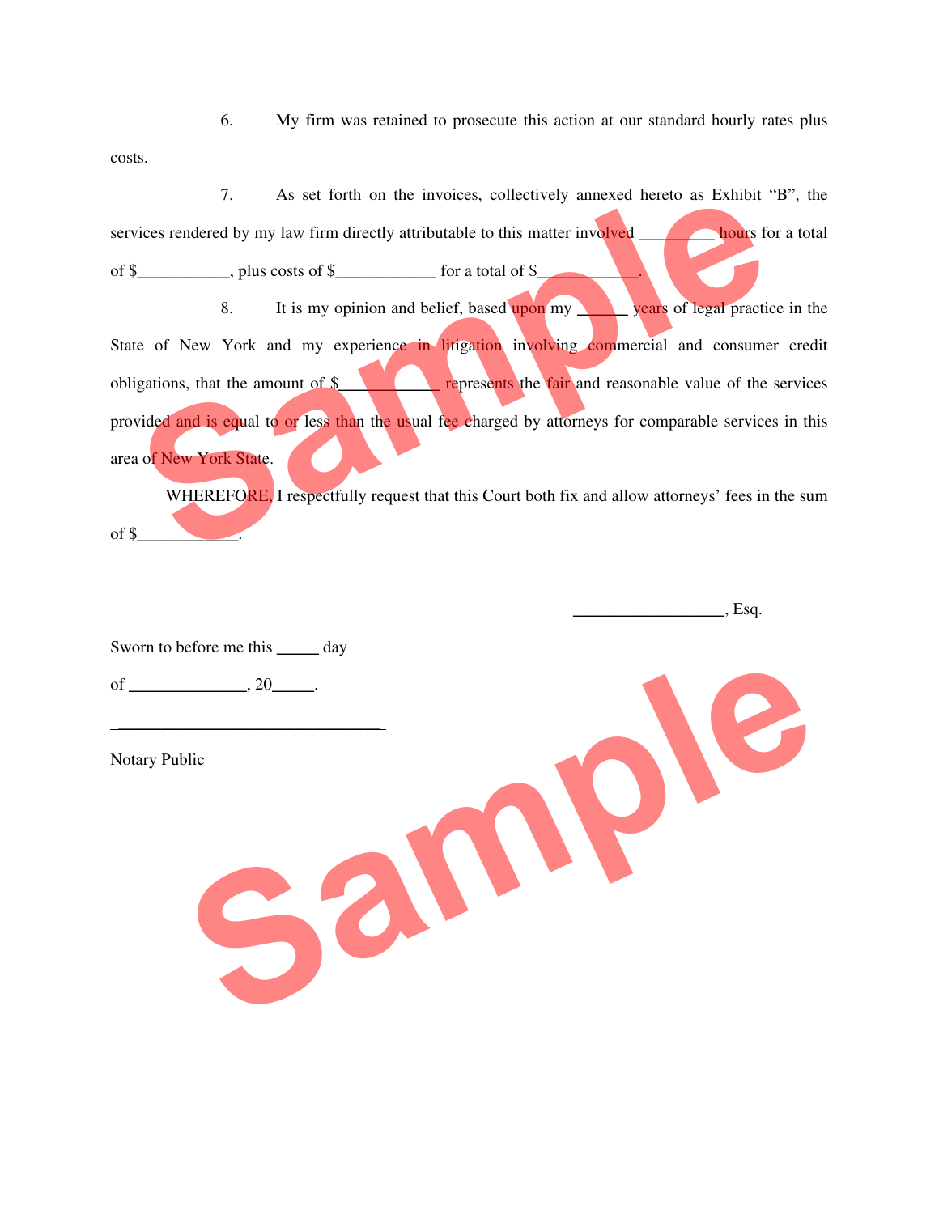6. My firm was retained to prosecute this action at our standard hourly rates plus costs.

7. As set forth on the invoices, collectively annexed hereto as Exhibit "B", the services rendered by my law firm directly attributable to this matter involved _________ hours for a total of $___________, plus costs of $____________ for a total of $____________.

8. It is my opinion and belief, based upon my ______ years of legal practice in the State of New York and my experience in litigation involving commercial and consumer credit obligations, that the amount of $____________ represents the fair and reasonable value of the services provided and is equal to or less than the usual fee charged by attorneys for comparable services in this area of New York State.

WHEREFORE, I respectfully request that this Court both fix and allow attorneys' fees in the sum of $____________.

_________________________________

_________________, Esq.

Sworn to before me this _____ day

of ______________, 20_____.

______________________________

Notary Public